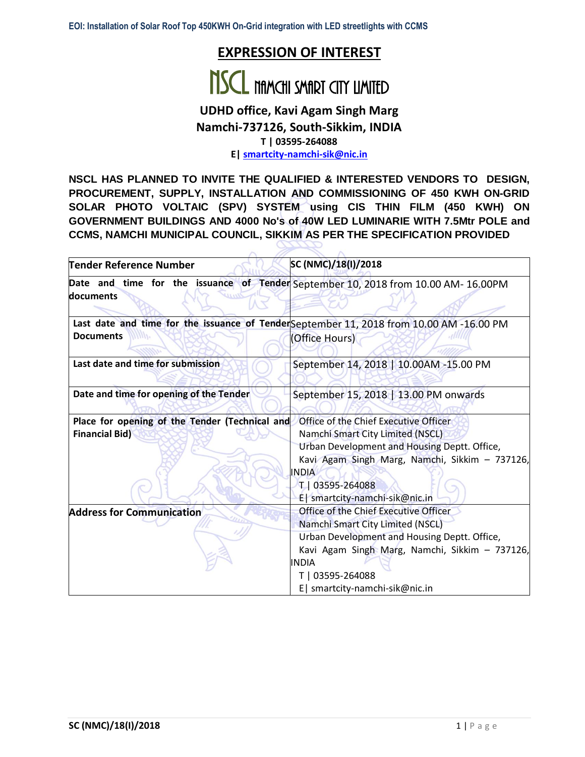# EXPRESSION OF INTEREST

## NSCL NAMCHI SMART CITY LIMITED

**UDHD office, Kavi Agam Singh Marg**
**Namchi-737126, South-Sikkim, INDIA**
**T | 03595-264088**
**E| smartcity-namchi-sik@nic.in**

**NSCL HAS PLANNED TO INVITE THE QUALIFIED & INTERESTED VENDORS TO DESIGN, PROCUREMENT, SUPPLY, INSTALLATION AND COMMISSIONING OF 450 KWH ON-GRID SOLAR PHOTO VOLTAIC (SPV) SYSTEM using CIS THIN FILM (450 KWH) ON GOVERNMENT BUILDINGS AND 4000 No's of 40W LED LUMINARIE WITH 7.5Mtr POLE and CCMS, NAMCHI MUNICIPAL COUNCIL, SIKKIM AS PER THE SPECIFICATION PROVIDED**

| | |
|---|---|
| **Tender Reference Number** | **SC (NMC)/18(I)/2018** |
| **Date and time for the issuance of Tender documents** | September 10, 2018 from 10.00 AM- 16.00PM |
| **Last date and time for the issuance of Tender Documents** | September 11, 2018 from 10.00 AM -16.00 PM (Office Hours) |
| **Last date and time for submission** | September 14, 2018 \| 10.00AM -15.00 PM |
| **Date and time for opening of the Tender** | September 15, 2018 \| 13.00 PM onwards |
| **Place for opening of the Tender (Technical and Financial Bid)** | Office of the Chief Executive Officer<br>Namchi Smart City Limited (NSCL)<br>Urban Development and Housing Deptt. Office,<br>Kavi Agam Singh Marg, Namchi, Sikkim – 737126, INDIA<br>T \| 03595-264088<br>E\| smartcity-namchi-sik@nic.in |
| **Address for Communication** | Office of the Chief Executive Officer<br>Namchi Smart City Limited (NSCL)<br>Urban Development and Housing Deptt. Office,<br>Kavi Agam Singh Marg, Namchi, Sikkim – 737126, INDIA<br>T \| 03595-264088<br>E\| smartcity-namchi-sik@nic.in |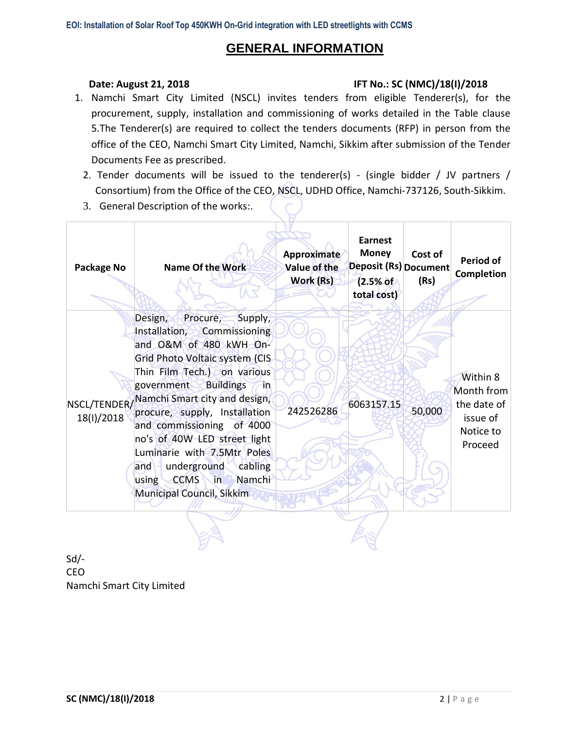# GENERAL INFORMATION

**Date: August 21, 2018** **IFT No.: SC (NMC)/18(I)/2018**

1. Namchi Smart City Limited (NSCL) invites tenders from eligible Tenderer(s), for the procurement, supply, installation and commissioning of works detailed in the Table clause 5.The Tenderer(s) are required to collect the tenders documents (RFP) in person from the office of the CEO, Namchi Smart City Limited, Namchi, Sikkim after submission of the Tender Documents Fee as prescribed.
2. Tender documents will be issued to the tenderer(s) - (single bidder / JV partners / Consortium) from the Office of the CEO, NSCL, UDHD Office, Namchi-737126, South-Sikkim.
3. General Description of the works:.

| Package No | Name Of the Work | Approximate Value of the Work (Rs) | Earnest Money Deposit (Rs) (2.5% of total cost) | Cost of Document (Rs) | Period of Completion |
|---|---|---|---|---|---|
| NSCL/TENDER/18(I)/2018 | Design, Procure, Supply, Installation, Commissioning and O&M of 480 kWH On-Grid Photo Voltaic system (CIS Thin Film Tech.) on various government Buildings in Namchi Smart city and design, procure, supply, Installation and commissioning of 4000 no's of 40W LED street light Luminarie with 7.5Mtr Poles and underground cabling using CCMS in Namchi Municipal Council, Sikkim | 242526286 | 6063157.15 | 50,000 | Within 8 Month from the date of issue of Notice to Proceed |

Sd/-
CEO
Namchi Smart City Limited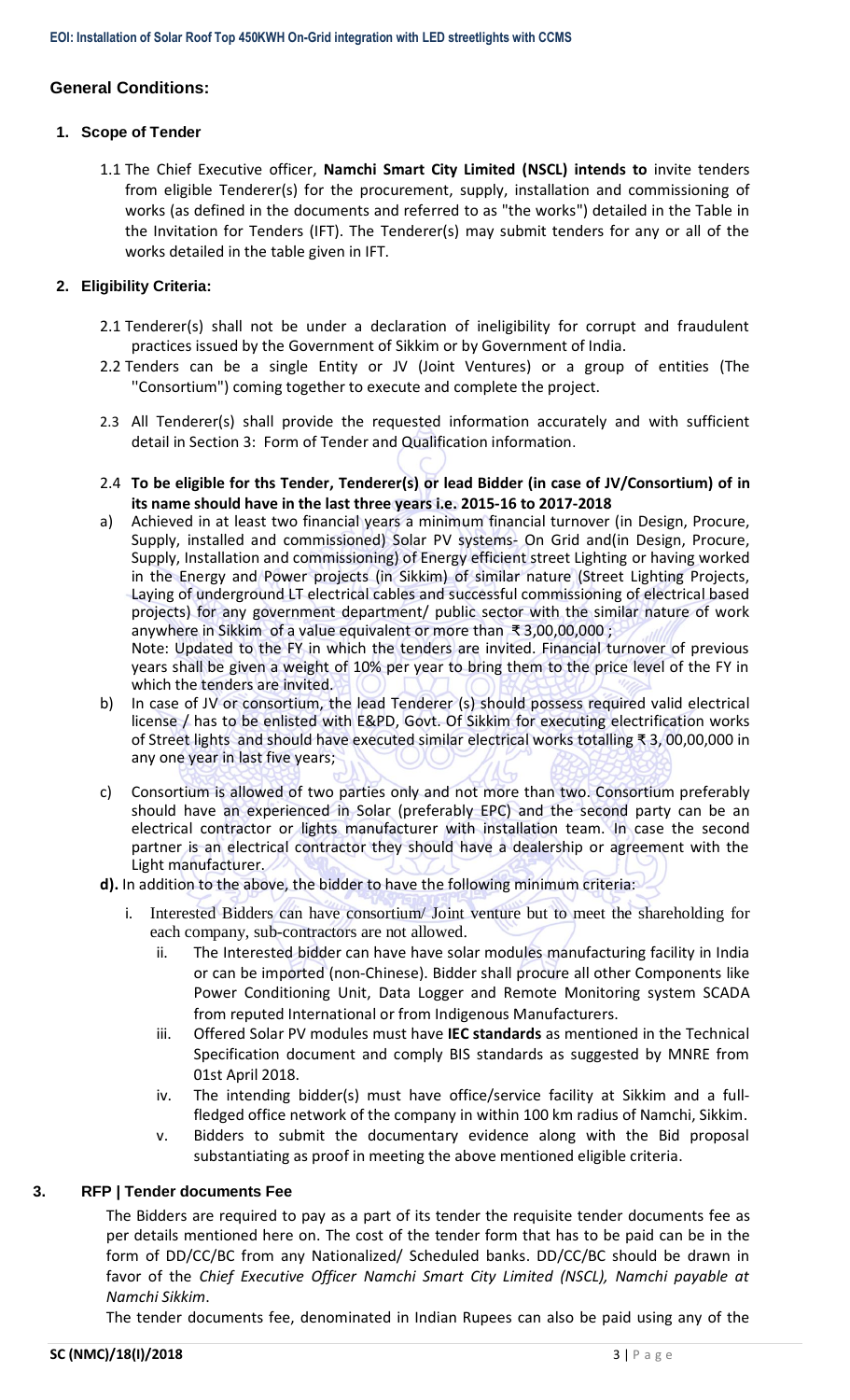## General Conditions:

### 1. Scope of Tender

1.1 The Chief Executive officer, **Namchi Smart City Limited (NSCL) intends to** invite tenders from eligible Tenderer(s) for the procurement, supply, installation and commissioning of works (as defined in the documents and referred to as "the works") detailed in the Table in the Invitation for Tenders (IFT). The Tenderer(s) may submit tenders for any or all of the works detailed in the table given in IFT.

### 2. Eligibility Criteria:

2.1 Tenderer(s) shall not be under a declaration of ineligibility for corrupt and fraudulent practices issued by the Government of Sikkim or by Government of India.

2.2 Tenders can be a single Entity or JV (Joint Ventures) or a group of entities (The ''Consortium") coming together to execute and complete the project.

2.3 All Tenderer(s) shall provide the requested information accurately and with sufficient detail in Section 3: Form of Tender and Qualification information.

2.4 **To be eligible for ths Tender, Tenderer(s) or lead Bidder (in case of JV/Consortium) of in its name should have in the last three years i.e. 2015-16 to 2017-2018**

a) Achieved in at least two financial years a minimum financial turnover (in Design, Procure, Supply, installed and commissioned) Solar PV systems- On Grid and(in Design, Procure, Supply, Installation and commissioning) of Energy efficient street Lighting or having worked in the Energy and Power projects (in Sikkim) of similar nature (Street Lighting Projects, Laying of underground LT electrical cables and successful commissioning of electrical based projects) for any government department/ public sector with the similar nature of work anywhere in Sikkim of a value equivalent or more than ₹ 3,00,00,000 ;
Note: Updated to the FY in which the tenders are invited. Financial turnover of previous years shall be given a weight of 10% per year to bring them to the price level of the FY in which the tenders are invited.

b) In case of JV or consortium, the lead Tenderer (s) should possess required valid electrical license / has to be enlisted with E&PD, Govt. Of Sikkim for executing electrification works of Street lights and should have executed similar electrical works totalling ₹ 3, 00,00,000 in any one year in last five years;

c) Consortium is allowed of two parties only and not more than two. Consortium preferably should have an experienced in Solar (preferably EPC) and the second party can be an electrical contractor or lights manufacturer with installation team. In case the second partner is an electrical contractor they should have a dealership or agreement with the Light manufacturer.

**d).** In addition to the above, the bidder to have the following minimum criteria:

i. Interested Bidders can have consortium/ Joint venture but to meet the shareholding for each company, sub-contractors are not allowed.

ii. The Interested bidder can have have solar modules manufacturing facility in India or can be imported (non-Chinese). Bidder shall procure all other Components like Power Conditioning Unit, Data Logger and Remote Monitoring system SCADA from reputed International or from Indigenous Manufacturers.

iii. Offered Solar PV modules must have **IEC standards** as mentioned in the Technical Specification document and comply BIS standards as suggested by MNRE from 01st April 2018.

iv. The intending bidder(s) must have office/service facility at Sikkim and a full-fledged office network of the company in within 100 km radius of Namchi, Sikkim.

v. Bidders to submit the documentary evidence along with the Bid proposal substantiating as proof in meeting the above mentioned eligible criteria.

### 3. RFP | Tender documents Fee

The Bidders are required to pay as a part of its tender the requisite tender documents fee as per details mentioned here on. The cost of the tender form that has to be paid can be in the form of DD/CC/BC from any Nationalized/ Scheduled banks. DD/CC/BC should be drawn in favor of the *Chief Executive Officer Namchi Smart City Limited (NSCL), Namchi payable at Namchi Sikkim*.

The tender documents fee, denominated in Indian Rupees can also be paid using any of the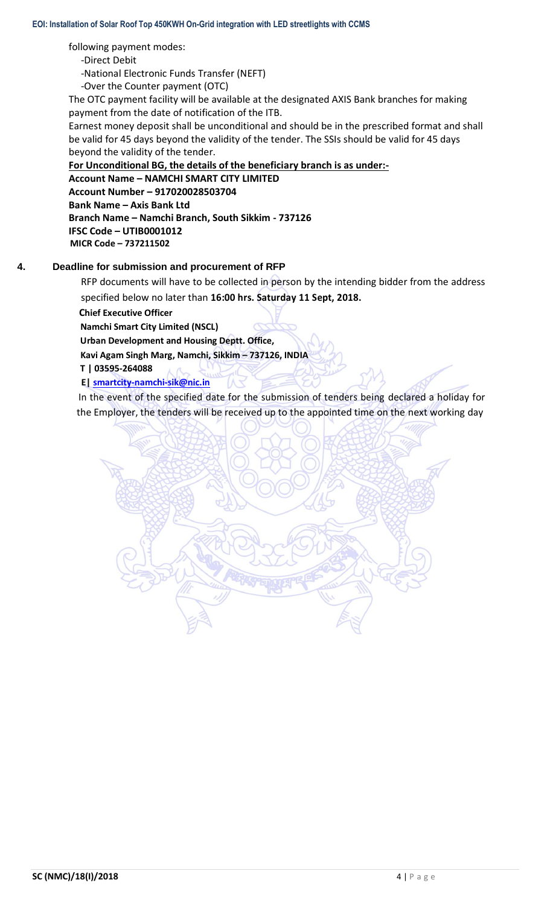following payment modes:

-Direct Debit

-National Electronic Funds Transfer (NEFT)

-Over the Counter payment (OTC)

The OTC payment facility will be available at the designated AXIS Bank branches for making payment from the date of notification of the ITB.

Earnest money deposit shall be unconditional and should be in the prescribed format and shall be valid for 45 days beyond the validity of the tender. The SSIs should be valid for 45 days beyond the validity of the tender.

**For Unconditional BG, the details of the beneficiary branch is as under:-**

**Account Name – NAMCHI SMART CITY LIMITED**
**Account Number – 917020028503704**
**Bank Name – Axis Bank Ltd**
**Branch Name – Namchi Branch, South Sikkim - 737126**
**IFSC Code – UTIB0001012**
**MICR Code – 737211502**

## 4. Deadline for submission and procurement of RFP

RFP documents will have to be collected in person by the intending bidder from the address specified below no later than **16:00 hrs. Saturday 11 Sept, 2018.**

**Chief Executive Officer**
**Namchi Smart City Limited (NSCL)**
**Urban Development and Housing Deptt. Office,**
**Kavi Agam Singh Marg, Namchi, Sikkim – 737126, INDIA**
**T | 03595-264088**
**E | smartcity-namchi-sik@nic.in**

In the event of the specified date for the submission of tenders being declared a holiday for the Employer, the tenders will be received up to the appointed time on the next working day